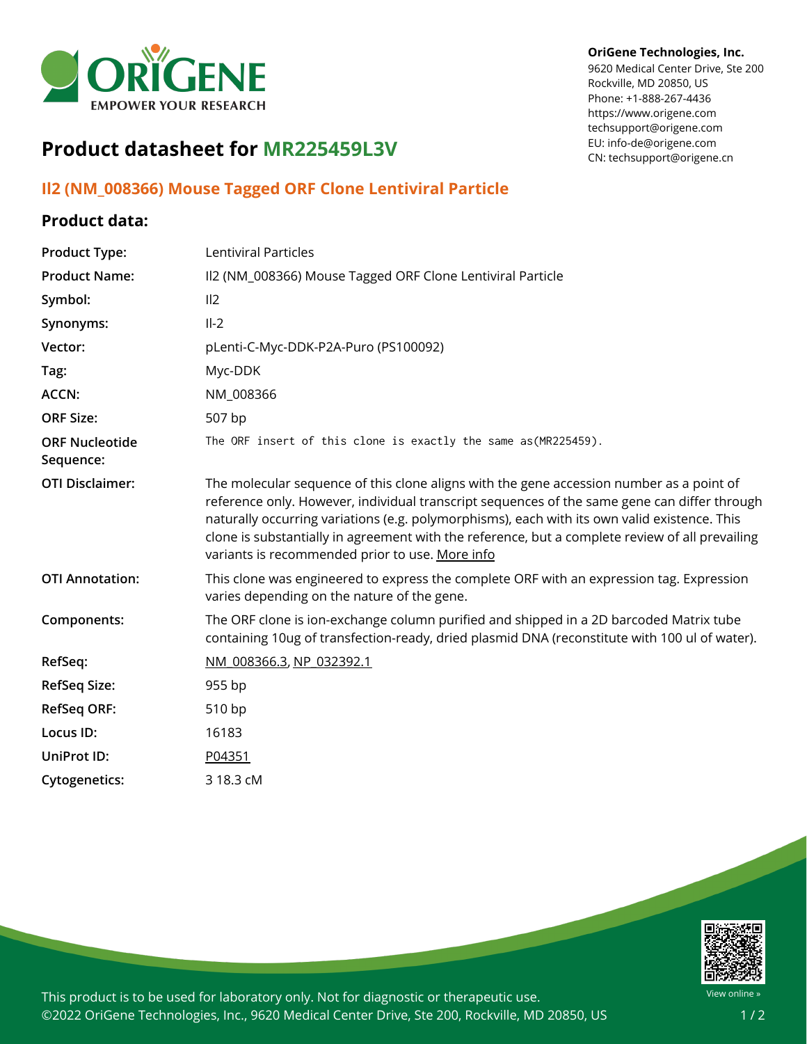**OriGene Technologies, Inc.**
9620 Medical Center Drive, Ste 200
Rockville, MD 20850, US
Phone: +1-888-267-4436
https://www.origene.com
techsupport@origene.com
EU: info-de@origene.com
CN: techsupport@origene.cn

# Product datasheet for MR225459L3V

## Il2 (NM_008366) Mouse Tagged ORF Clone Lentiviral Particle

### Product data:

| | |
|---|---|
| **Product Type:** | Lentiviral Particles |
| **Product Name:** | Il2 (NM_008366) Mouse Tagged ORF Clone Lentiviral Particle |
| **Symbol:** | Il2 |
| **Synonyms:** | Il-2 |
| **Vector:** | pLenti-C-Myc-DDK-P2A-Puro (PS100092) |
| **Tag:** | Myc-DDK |
| **ACCN:** | NM_008366 |
| **ORF Size:** | 507 bp |
| **ORF Nucleotide Sequence:** | The ORF insert of this clone is exactly the same as(MR225459). |
| **OTI Disclaimer:** | The molecular sequence of this clone aligns with the gene accession number as a point of reference only. However, individual transcript sequences of the same gene can differ through naturally occurring variations (e.g. polymorphisms), each with its own valid existence. This clone is substantially in agreement with the reference, but a complete review of all prevailing variants is recommended prior to use. More info |
| **OTI Annotation:** | This clone was engineered to express the complete ORF with an expression tag. Expression varies depending on the nature of the gene. |
| **Components:** | The ORF clone is ion-exchange column purified and shipped in a 2D barcoded Matrix tube containing 10ug of transfection-ready, dried plasmid DNA (reconstitute with 100 ul of water). |
| **RefSeq:** | NM_008366.3, NP_032392.1 |
| **RefSeq Size:** | 955 bp |
| **RefSeq ORF:** | 510 bp |
| **Locus ID:** | 16183 |
| **UniProt ID:** | P04351 |
| **Cytogenetics:** | 3 18.3 cM |

This product is to be used for laboratory only. Not for diagnostic or therapeutic use.
©2022 OriGene Technologies, Inc., 9620 Medical Center Drive, Ste 200, Rockville, MD 20850, US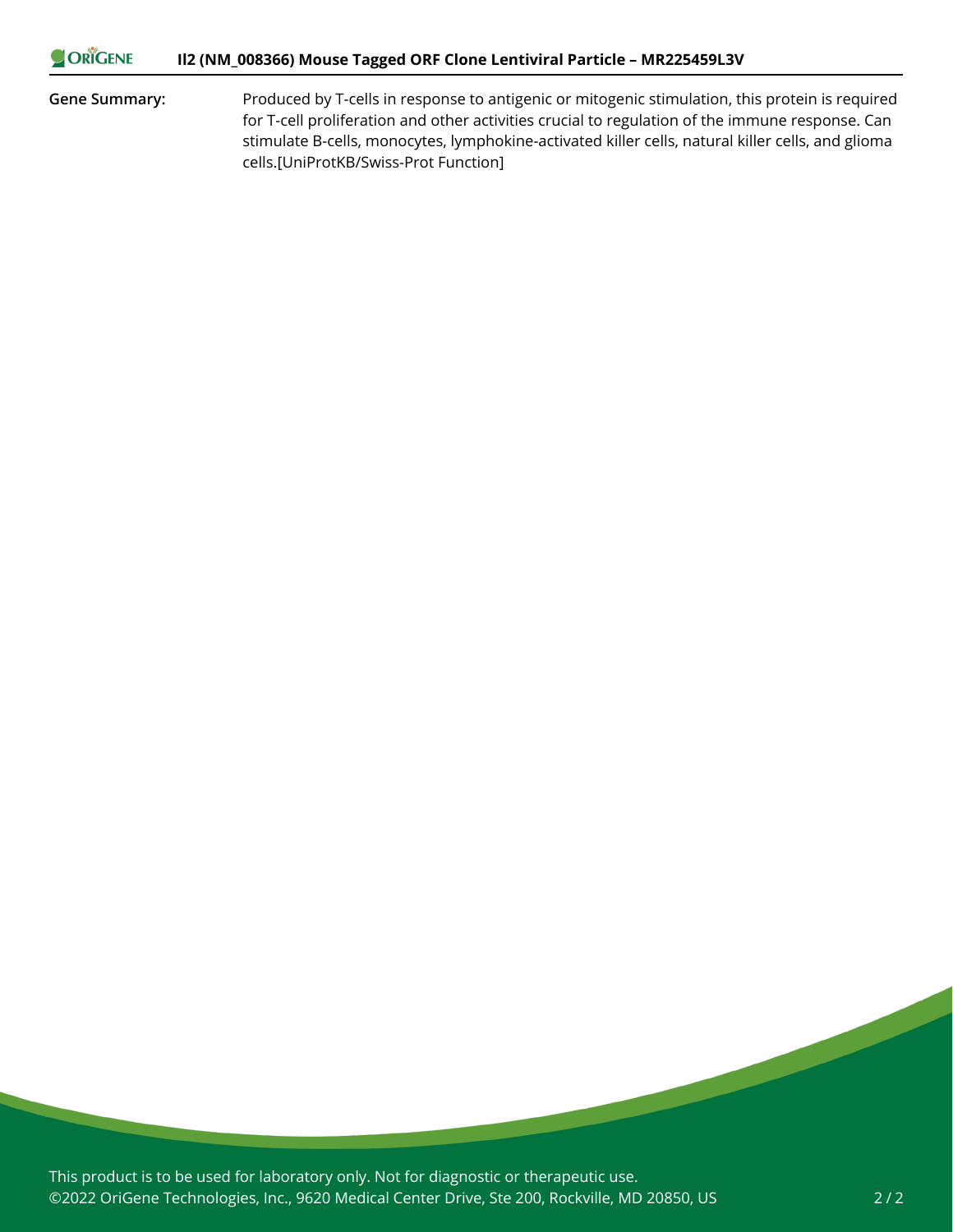| | |
|---|---|
| **Gene Summary:** | Produced by T-cells in response to antigenic or mitogenic stimulation, this protein is required for T-cell proliferation and other activities crucial to regulation of the immune response. Can stimulate B-cells, monocytes, lymphokine-activated killer cells, natural killer cells, and glioma cells.[UniProtKB/Swiss-Prot Function] |